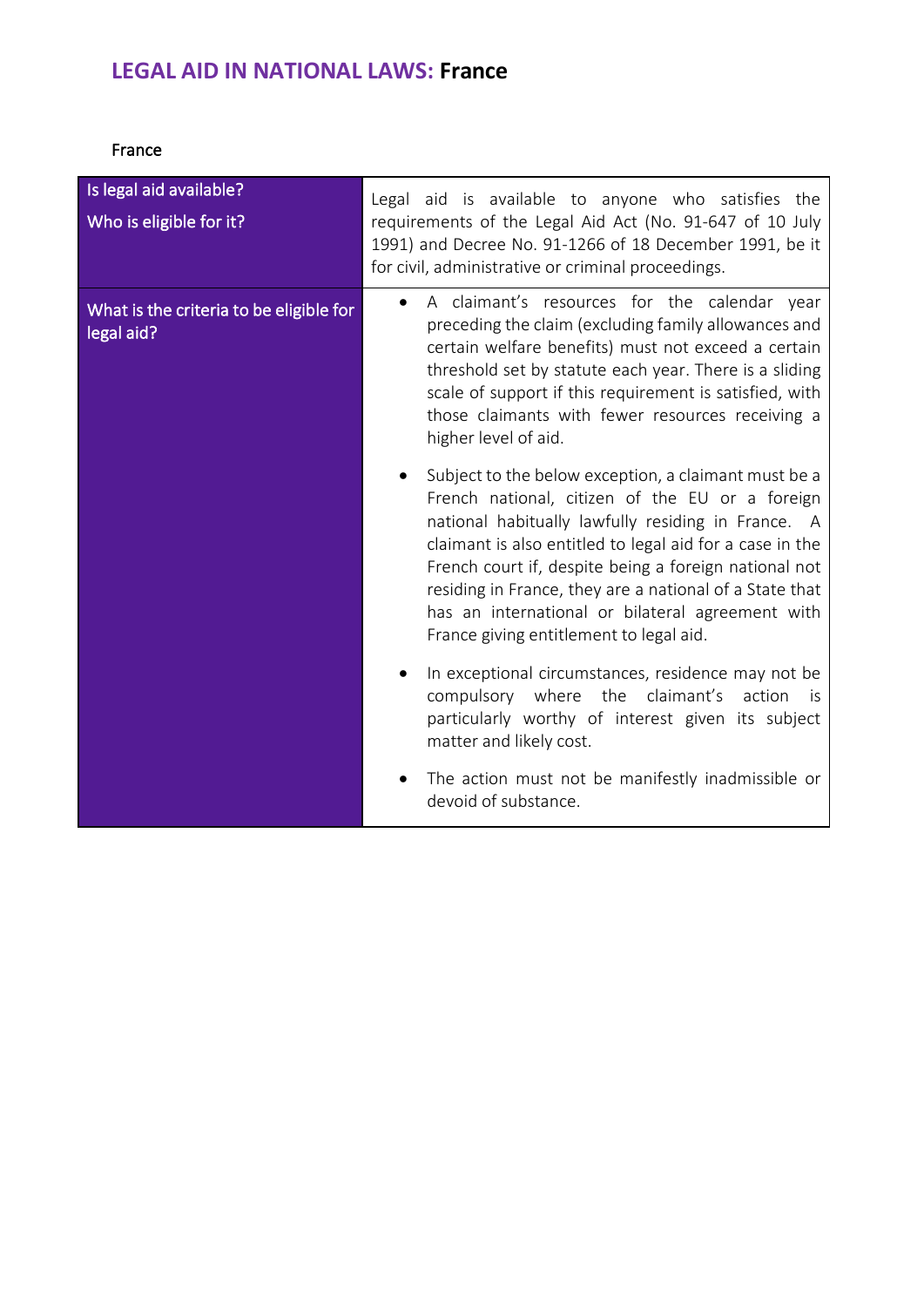# **LEGAL AID IN NATIONAL LAWS:** France

France

| Is legal aid available? Who is eligible for it? | Legal aid is available to anyone who satisfies the requirements of the Legal Aid Act (No. 91-647 of 10 July 1991) and Decree No. 91-1266 of 18 December 1991, be it for civil, administrative or criminal proceedings. |
|---|---|
| What is the criteria to be eligible for legal aid? | • A claimant's resources for the calendar year preceding the claim (excluding family allowances and certain welfare benefits) must not exceed a certain threshold set by statute each year. There is a sliding scale of support if this requirement is satisfied, with those claimants with fewer resources receiving a higher level of aid.<br><br>• Subject to the below exception, a claimant must be a French national, citizen of the EU or a foreign national habitually lawfully residing in France. A claimant is also entitled to legal aid for a case in the French court if, despite being a foreign national not residing in France, they are a national of a State that has an international or bilateral agreement with France giving entitlement to legal aid.<br><br>• In exceptional circumstances, residence may not be compulsory where the claimant's action is particularly worthy of interest given its subject matter and likely cost.<br><br>• The action must not be manifestly inadmissible or devoid of substance. |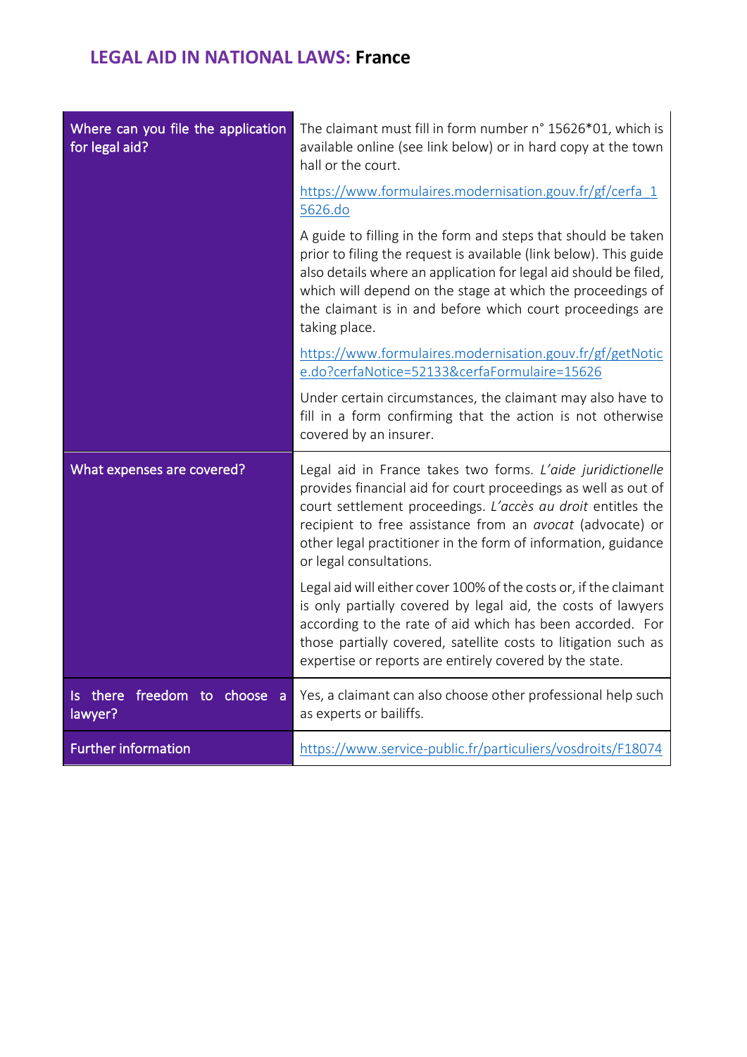## LEGAL AID IN NATIONAL LAWS: France

| | |
|---|---|
| Where can you file the application for legal aid? | The claimant must fill in form number n° 15626*01, which is available online (see link below) or in hard copy at the town hall or the court.<br><br>https://www.formulaires.modernisation.gouv.fr/gf/cerfa_15626.do<br><br>A guide to filling in the form and steps that should be taken prior to filing the request is available (link below). This guide also details where an application for legal aid should be filed, which will depend on the stage at which the proceedings of the claimant is in and before which court proceedings are taking place.<br><br>https://www.formulaires.modernisation.gouv.fr/gf/getNotice.do?cerfaNotice=52133&cerfaFormulaire=15626<br><br>Under certain circumstances, the claimant may also have to fill in a form confirming that the action is not otherwise covered by an insurer. |
| What expenses are covered? | Legal aid in France takes two forms. *L'aide juridictionelle* provides financial aid for court proceedings as well as out of court settlement proceedings. *L'accès au droit* entitles the recipient to free assistance from an *avocat* (advocate) or other legal practitioner in the form of information, guidance or legal consultations.<br><br>Legal aid will either cover 100% of the costs or, if the claimant is only partially covered by legal aid, the costs of lawyers according to the rate of aid which has been accorded. For those partially covered, satellite costs to litigation such as expertise or reports are entirely covered by the state. |
| Is there freedom to choose a lawyer? | Yes, a claimant can also choose other professional help such as experts or bailiffs. |
| Further information | https://www.service-public.fr/particuliers/vosdroits/F18074 |